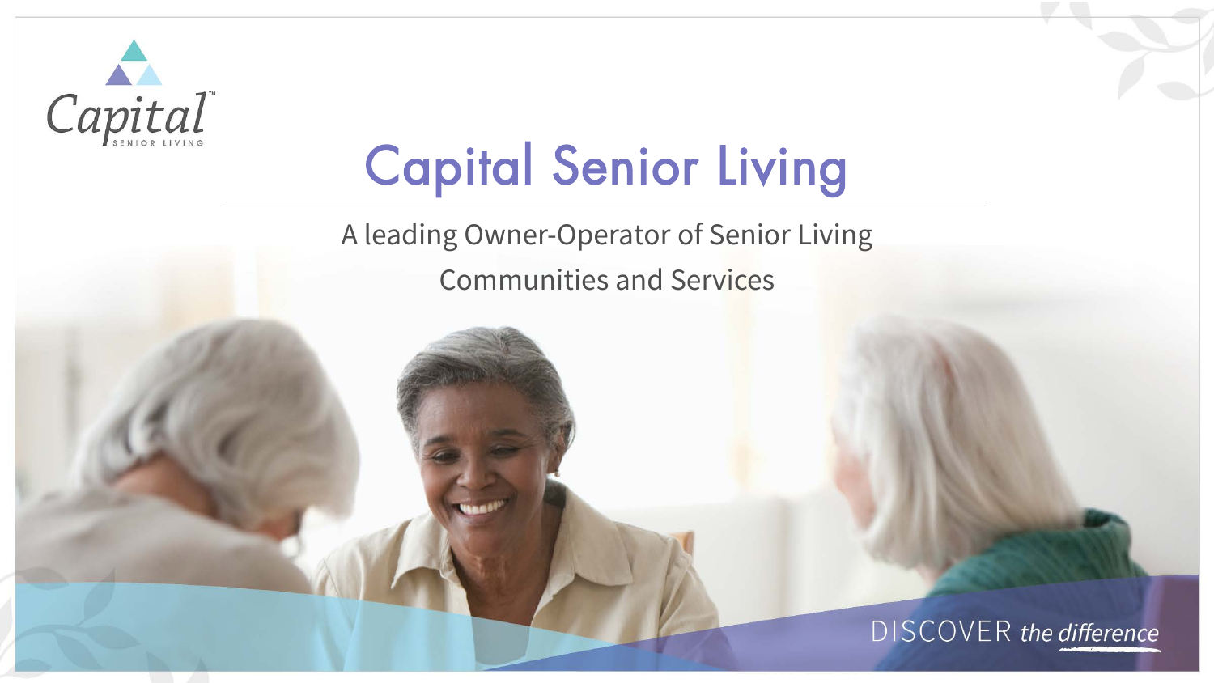Capital™ SENIOR LIVING

# Capital Senior Living

A leading Owner-Operator of Senior Living Communities and Services

DISCOVER *the difference*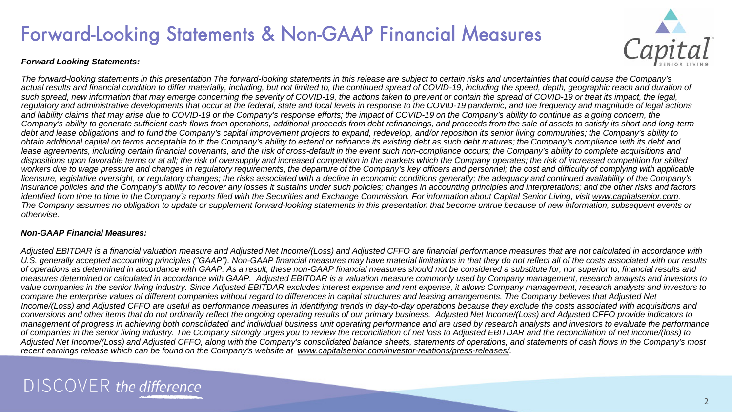# Forward-Looking Statements & Non-GAAP Financial Measures

***Forward Looking Statements:***

*The forward-looking statements in this presentation The forward-looking statements in this release are subject to certain risks and uncertainties that could cause the Company's actual results and financial condition to differ materially, including, but not limited to, the continued spread of COVID-19, including the speed, depth, geographic reach and duration of such spread, new information that may emerge concerning the severity of COVID-19, the actions taken to prevent or contain the spread of COVID-19 or treat its impact, the legal, regulatory and administrative developments that occur at the federal, state and local levels in response to the COVID-19 pandemic, and the frequency and magnitude of legal actions and liability claims that may arise due to COVID-19 or the Company's response efforts; the impact of COVID-19 on the Company's ability to continue as a going concern, the Company's ability to generate sufficient cash flows from operations, additional proceeds from debt refinancings, and proceeds from the sale of assets to satisfy its short and long-term debt and lease obligations and to fund the Company's capital improvement projects to expand, redevelop, and/or reposition its senior living communities; the Company's ability to obtain additional capital on terms acceptable to it; the Company's ability to extend or refinance its existing debt as such debt matures; the Company's compliance with its debt and lease agreements, including certain financial covenants, and the risk of cross-default in the event such non-compliance occurs; the Company's ability to complete acquisitions and dispositions upon favorable terms or at all; the risk of oversupply and increased competition in the markets which the Company operates; the risk of increased competition for skilled workers due to wage pressure and changes in regulatory requirements; the departure of the Company's key officers and personnel; the cost and difficulty of complying with applicable licensure, legislative oversight, or regulatory changes; the risks associated with a decline in economic conditions generally; the adequacy and continued availability of the Company's insurance policies and the Company's ability to recover any losses it sustains under such policies; changes in accounting principles and interpretations; and the other risks and factors identified from time to time in the Company's reports filed with the Securities and Exchange Commission. For information about Capital Senior Living, visit www.capitalsenior.com. The Company assumes no obligation to update or supplement forward-looking statements in this presentation that become untrue because of new information, subsequent events or otherwise.*

***Non-GAAP Financial Measures:***

*Adjusted EBITDAR is a financial valuation measure and Adjusted Net Income/(Loss) and Adjusted CFFO are financial performance measures that are not calculated in accordance with U.S. generally accepted accounting principles ("GAAP"). Non-GAAP financial measures may have material limitations in that they do not reflect all of the costs associated with our results of operations as determined in accordance with GAAP. As a result, these non-GAAP financial measures should not be considered a substitute for, nor superior to, financial results and measures determined or calculated in accordance with GAAP. Adjusted EBITDAR is a valuation measure commonly used by Company management, research analysts and investors to value companies in the senior living industry. Since Adjusted EBITDAR excludes interest expense and rent expense, it allows Company management, research analysts and investors to compare the enterprise values of different companies without regard to differences in capital structures and leasing arrangements. The Company believes that Adjusted Net Income/(Loss) and Adjusted CFFO are useful as performance measures in identifying trends in day-to-day operations because they exclude the costs associated with acquisitions and conversions and other items that do not ordinarily reflect the ongoing operating results of our primary business. Adjusted Net Income/(Loss) and Adjusted CFFO provide indicators to management of progress in achieving both consolidated and individual business unit operating performance and are used by research analysts and investors to evaluate the performance of companies in the senior living industry. The Company strongly urges you to review the reconciliation of net loss to Adjusted EBITDAR and the reconciliation of net income/(loss) to Adjusted Net Income/(Loss) and Adjusted CFFO, along with the Company's consolidated balance sheets, statements of operations, and statements of cash flows in the Company's most recent earnings release which can be found on the Company's website at www.capitalsenior.com/investor-relations/press-releases/.*

DISCOVER *the difference*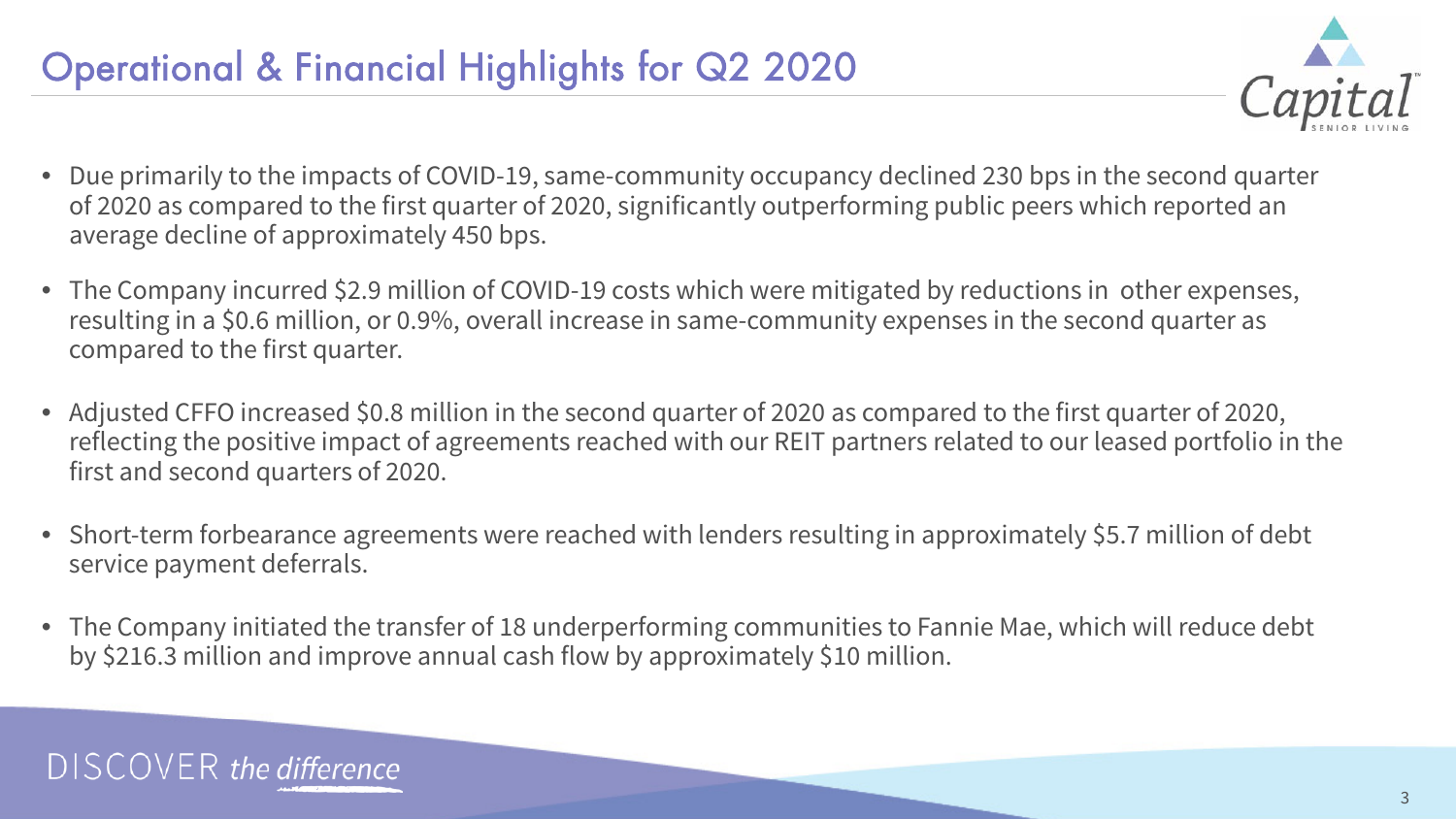# Operational & Financial Highlights for Q2 2020

- Due primarily to the impacts of COVID-19, same-community occupancy declined 230 bps in the second quarter of 2020 as compared to the first quarter of 2020, significantly outperforming public peers which reported an average decline of approximately 450 bps.
- The Company incurred $2.9 million of COVID-19 costs which were mitigated by reductions in other expenses, resulting in a $0.6 million, or 0.9%, overall increase in same-community expenses in the second quarter as compared to the first quarter.
- Adjusted CFFO increased $0.8 million in the second quarter of 2020 as compared to the first quarter of 2020, reflecting the positive impact of agreements reached with our REIT partners related to our leased portfolio in the first and second quarters of 2020.
- Short-term forbearance agreements were reached with lenders resulting in approximately $5.7 million of debt service payment deferrals.
- The Company initiated the transfer of 18 underperforming communities to Fannie Mae, which will reduce debt by $216.3 million and improve annual cash flow by approximately $10 million.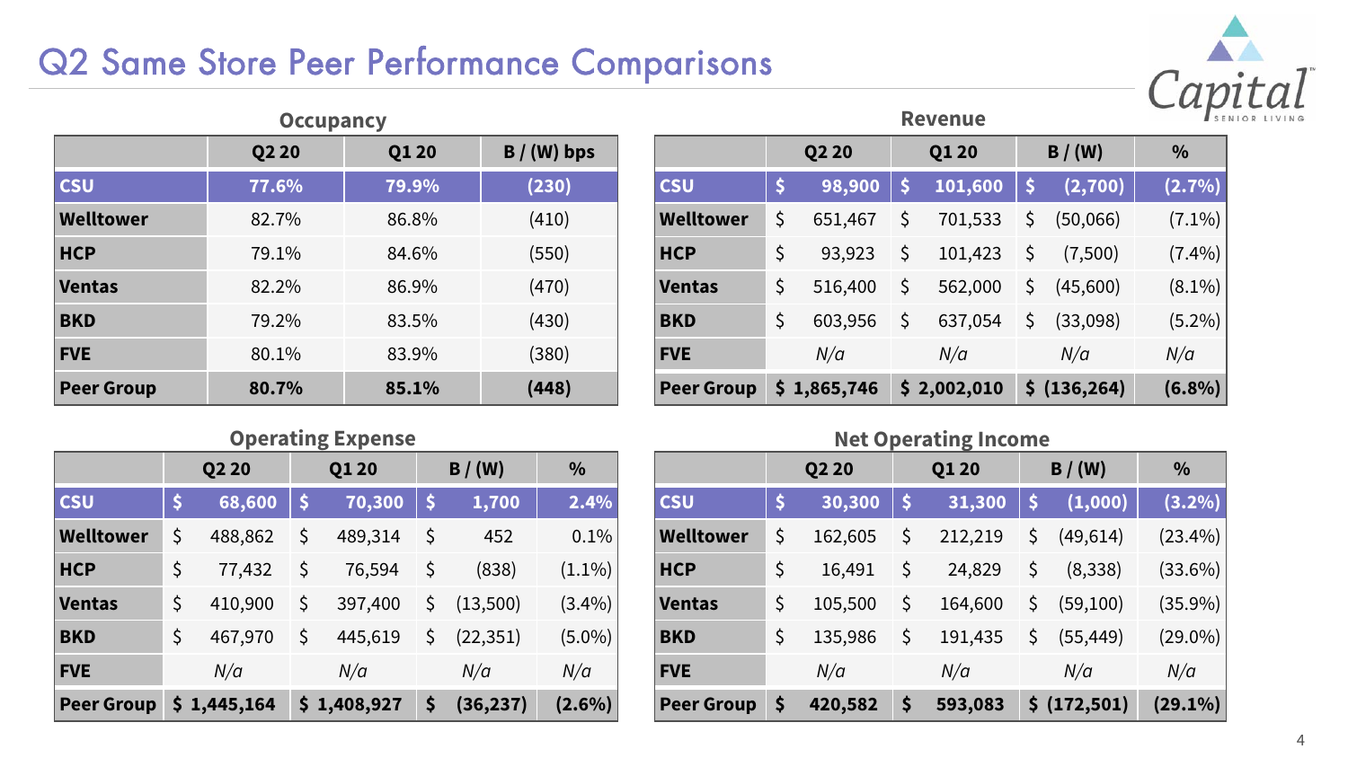# Q2 Same Store Peer Performance Comparisons

### Occupancy

| | Q2 20 | Q1 20 | B / (W) bps |
|---|---|---|---|
| **CSU** | **77.6%** | **79.9%** | **(230)** |
| **Welltower** | 82.7% | 86.8% | (410) |
| **HCP** | 79.1% | 84.6% | (550) |
| **Ventas** | 82.2% | 86.9% | (470) |
| **BKD** | 79.2% | 83.5% | (430) |
| **FVE** | 80.1% | 83.9% | (380) |
| **Peer Group** | **80.7%** | **85.1%** | **(448)** |

### Revenue

| | Q2 20 | Q1 20 | B / (W) | % |
|---|---|---|---|---|
| **CSU** | **$ 98,900** | **$ 101,600** | **$ (2,700)** | **(2.7%)** |
| **Welltower** | $ 651,467 | $ 701,533 | $ (50,066) | (7.1%) |
| **HCP** | $ 93,923 | $ 101,423 | $ (7,500) | (7.4%) |
| **Ventas** | $ 516,400 | $ 562,000 | $ (45,600) | (8.1%) |
| **BKD** | $ 603,956 | $ 637,054 | $ (33,098) | (5.2%) |
| **FVE** | *N/a* | *N/a* | *N/a* | *N/a* |
| **Peer Group** | **$ 1,865,746** | **$ 2,002,010** | **$ (136,264)** | **(6.8%)** |

### Operating Expense

| | Q2 20 | Q1 20 | B / (W) | % |
|---|---|---|---|---|
| **CSU** | **$ 68,600** | **$ 70,300** | **$ 1,700** | **2.4%** |
| **Welltower** | $ 488,862 | $ 489,314 | $ 452 | 0.1% |
| **HCP** | $ 77,432 | $ 76,594 | $ (838) | (1.1%) |
| **Ventas** | $ 410,900 | $ 397,400 | $ (13,500) | (3.4%) |
| **BKD** | $ 467,970 | $ 445,619 | $ (22,351) | (5.0%) |
| **FVE** | *N/a* | *N/a* | *N/a* | *N/a* |
| **Peer Group** | **$ 1,445,164** | **$ 1,408,927** | **$ (36,237)** | **(2.6%)** |

### Net Operating Income

| | Q2 20 | Q1 20 | B / (W) | % |
|---|---|---|---|---|
| **CSU** | **$ 30,300** | **$ 31,300** | **$ (1,000)** | **(3.2%)** |
| **Welltower** | $ 162,605 | $ 212,219 | $ (49,614) | (23.4%) |
| **HCP** | $ 16,491 | $ 24,829 | $ (8,338) | (33.6%) |
| **Ventas** | $ 105,500 | $ 164,600 | $ (59,100) | (35.9%) |
| **BKD** | $ 135,986 | $ 191,435 | $ (55,449) | (29.0%) |
| **FVE** | *N/a* | *N/a* | *N/a* | *N/a* |
| **Peer Group** | **$ 420,582** | **$ 593,083** | **$ (172,501)** | **(29.1%)** |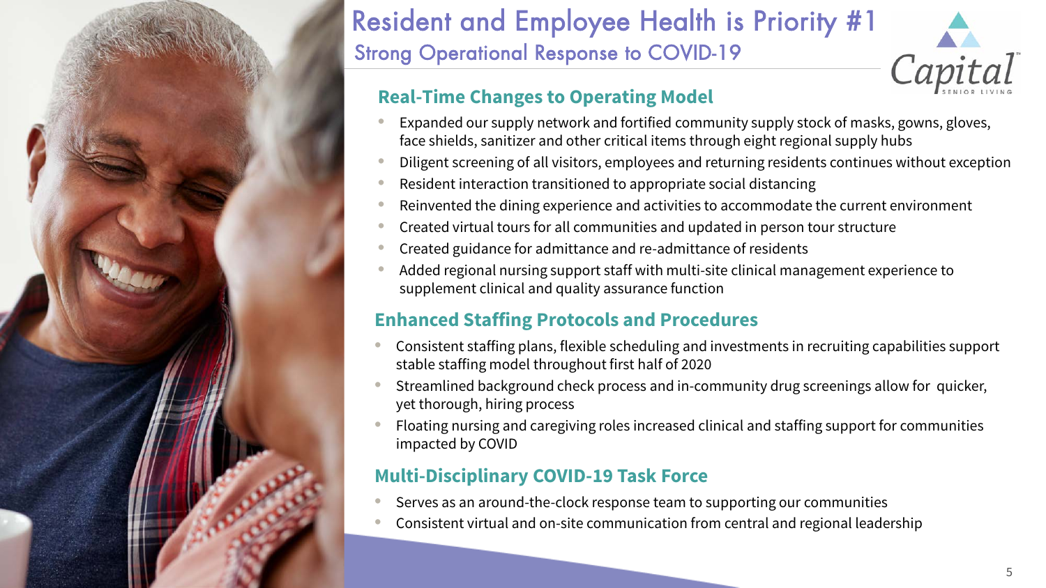# Resident and Employee Health is Priority #1

## Strong Operational Response to COVID-19

### Real-Time Changes to Operating Model

- Expanded our supply network and fortified community supply stock of masks, gowns, gloves, face shields, sanitizer and other critical items through eight regional supply hubs
- Diligent screening of all visitors, employees and returning residents continues without exception
- Resident interaction transitioned to appropriate social distancing
- Reinvented the dining experience and activities to accommodate the current environment
- Created virtual tours for all communities and updated in person tour structure
- Created guidance for admittance and re-admittance of residents
- Added regional nursing support staff with multi-site clinical management experience to supplement clinical and quality assurance function

### Enhanced Staffing Protocols and Procedures

- Consistent staffing plans, flexible scheduling and investments in recruiting capabilities support stable staffing model throughout first half of 2020
- Streamlined background check process and in-community drug screenings allow for quicker, yet thorough, hiring process
- Floating nursing and caregiving roles increased clinical and staffing support for communities impacted by COVID

### Multi-Disciplinary COVID-19 Task Force

- Serves as an around-the-clock response team to supporting our communities
- Consistent virtual and on-site communication from central and regional leadership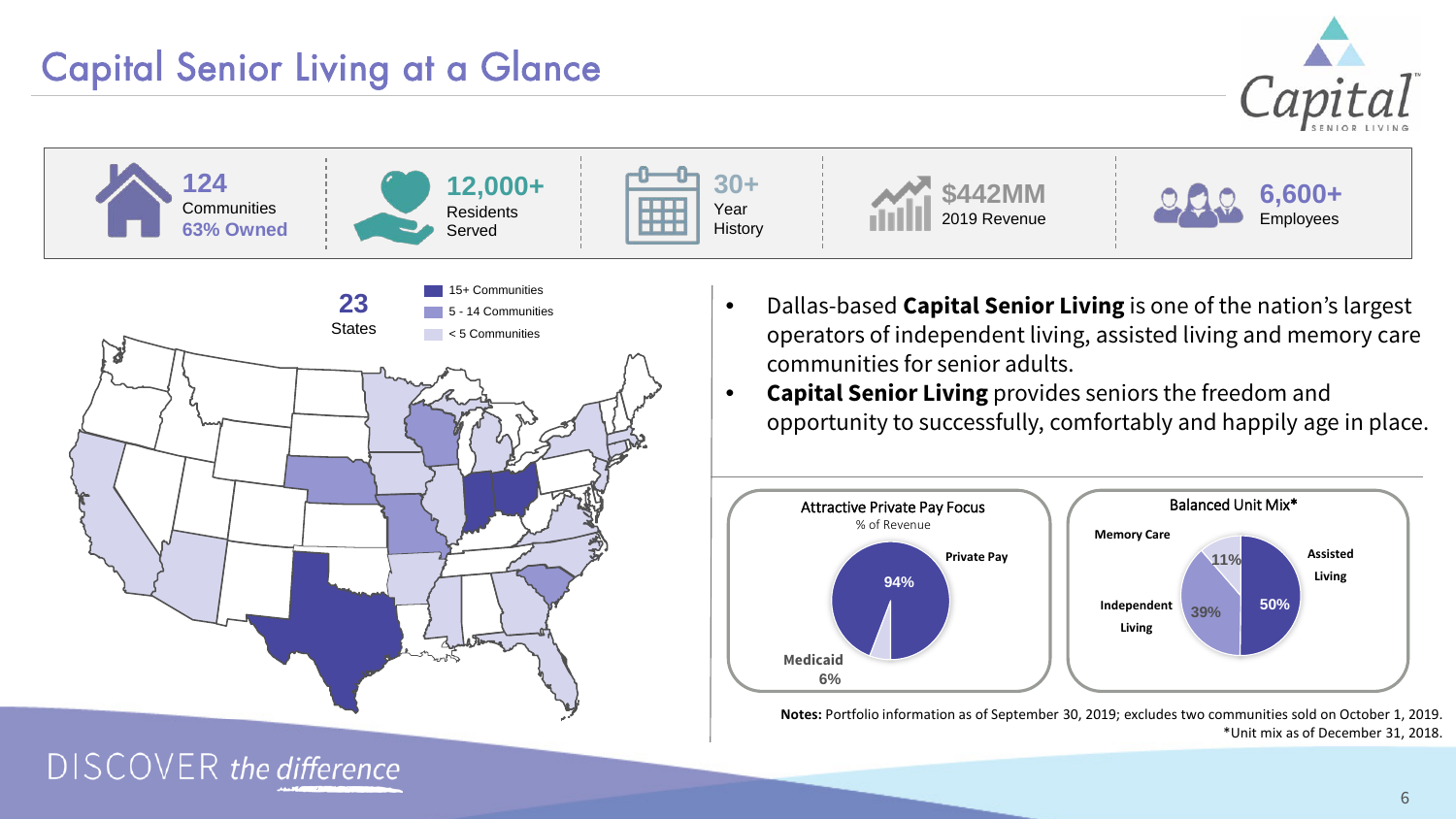# Capital Senior Living at a Glance

**124** Communities **63% Owned**

**12,000+** Residents Served

**30+** Year History

**$442MM** 2019 Revenue

**6,600+** Employees

**23** States

- 15+ Communities
- 5 - 14 Communities
- < 5 Communities

- Dallas-based **Capital Senior Living** is one of the nation's largest operators of independent living, assisted living and memory care communities for senior adults.
- **Capital Senior Living** provides seniors the freedom and opportunity to successfully, comfortably and happily age in place.

**Attractive Private Pay Focus**
% of Revenue

| Category | % |
|---|---|
| Private Pay | 94% |
| Medicaid | 6% |

**Balanced Unit Mix***

| Category | % |
|---|---|
| Assisted Living | 50% |
| Independent Living | 39% |
| Memory Care | 11% |

**Notes:** Portfolio information as of September 30, 2019; excludes two communities sold on October 1, 2019.
*Unit mix as of December 31, 2018.

DISCOVER *the difference*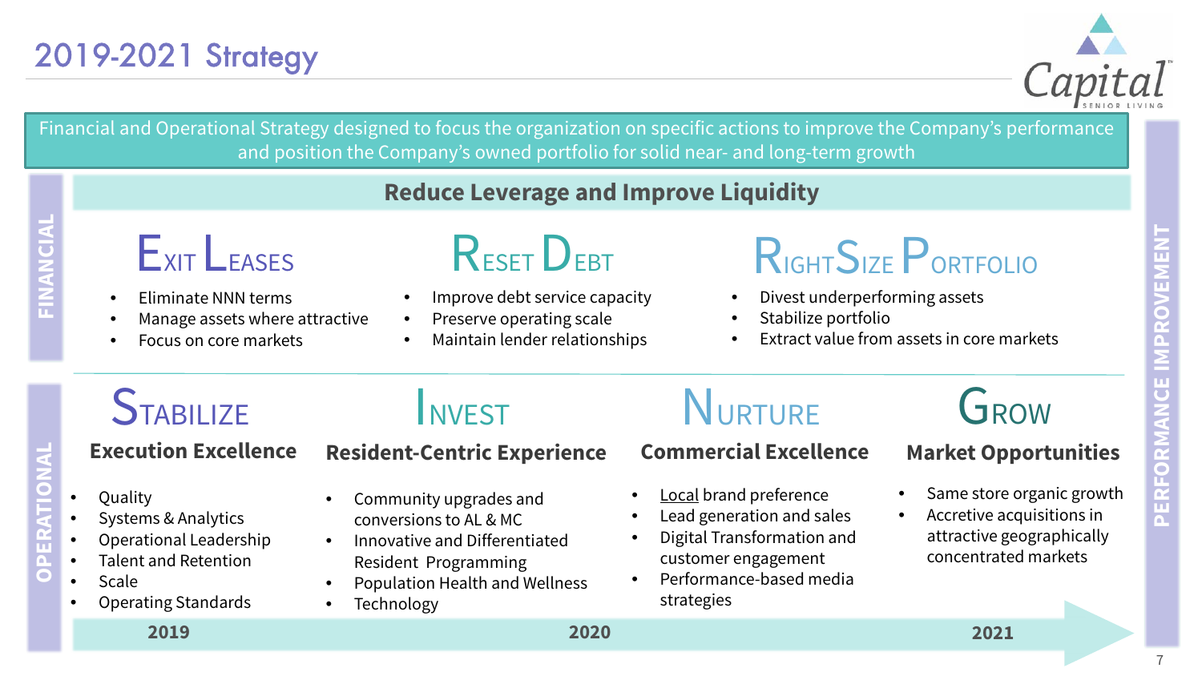# 2019-2021 Strategy

Financial and Operational Strategy designed to focus the organization on specific actions to improve the Company's performance and position the Company's owned portfolio for solid near- and long-term growth

## FINANCIAL

### Reduce Leverage and Improve Liquidity

**EXIT LEASES**

- Eliminate NNN terms
- Manage assets where attractive
- Focus on core markets

**RESET DEBT**

- Improve debt service capacity
- Preserve operating scale
- Maintain lender relationships

**RIGHTSIZE PORTFOLIO**

- Divest underperforming assets
- Stabilize portfolio
- Extract value from assets in core markets

## OPERATIONAL

**STABILIZE**

**Execution Excellence**

- Quality
- Systems & Analytics
- Operational Leadership
- Talent and Retention
- Scale
- Operating Standards

**INVEST**

**Resident-Centric Experience**

- Community upgrades and conversions to AL & MC
- Innovative and Differentiated Resident Programming
- Population Health and Wellness
- Technology

**NURTURE**

**Commercial Excellence**

- Local brand preference
- Lead generation and sales
- Digital Transformation and customer engagement
- Performance-based media strategies

**GROW**

**Market Opportunities**

- Same store organic growth
- Accretive acquisitions in attractive geographically concentrated markets

2019 → 2020 → 2021

PERFORMANCE IMPROVEMENT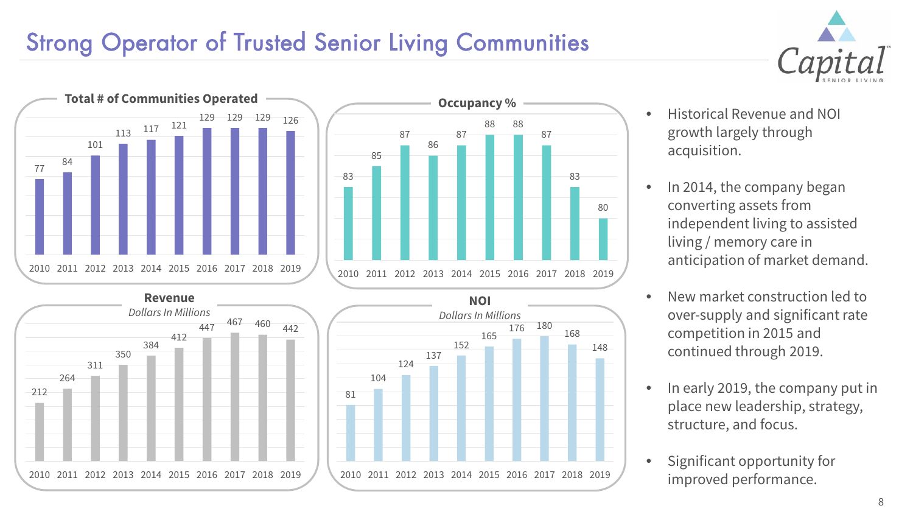# Strong Operator of Trusted Senior Living Communities

**Total # of Communities Operated**

| 2010 | 2011 | 2012 | 2013 | 2014 | 2015 | 2016 | 2017 | 2018 | 2019 |
|---|---|---|---|---|---|---|---|---|---|
| 77 | 84 | 101 | 113 | 117 | 121 | 129 | 129 | 129 | 126 |

**Occupancy %**

| 2010 | 2011 | 2012 | 2013 | 2014 | 2015 | 2016 | 2017 | 2018 | 2019 |
|---|---|---|---|---|---|---|---|---|---|
| 83 | 85 | 87 | 86 | 87 | 88 | 88 | 87 | 83 | 80 |

**Revenue**

*Dollars In Millions*

| 2010 | 2011 | 2012 | 2013 | 2014 | 2015 | 2016 | 2017 | 2018 | 2019 |
|---|---|---|---|---|---|---|---|---|---|
| 212 | 264 | 311 | 350 | 384 | 412 | 447 | 467 | 460 | 442 |

**NOI**

*Dollars In Millions*

| 2010 | 2011 | 2012 | 2013 | 2014 | 2015 | 2016 | 2017 | 2018 | 2019 |
|---|---|---|---|---|---|---|---|---|---|
| 81 | 104 | 124 | 137 | 152 | 165 | 176 | 180 | 168 | 148 |

- Historical Revenue and NOI growth largely through acquisition.
- In 2014, the company began converting assets from independent living to assisted living / memory care in anticipation of market demand.
- New market construction led to over-supply and significant rate competition in 2015 and continued through 2019.
- In early 2019, the company put in place new leadership, strategy, structure, and focus.
- Significant opportunity for improved performance.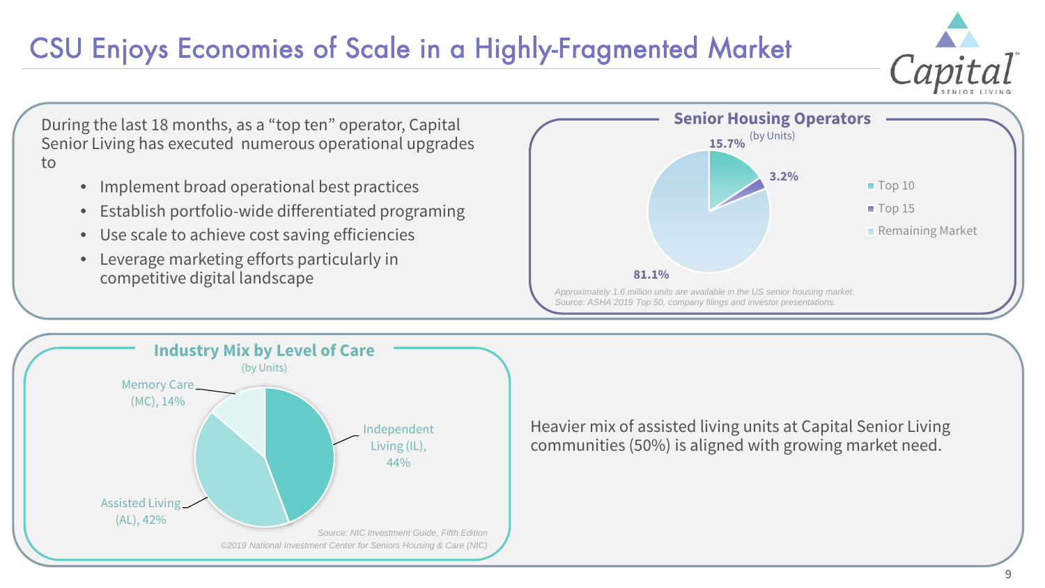# CSU Enjoys Economies of Scale in a Highly-Fragmented Market

During the last 18 months, as a “top ten” operator, Capital Senior Living has executed numerous operational upgrades to

- Implement broad operational best practices
- Establish portfolio-wide differentiated programing
- Use scale to achieve cost saving efficiencies
- Leverage marketing efforts particularly in competitive digital landscape

## Senior Housing Operators

(by Units)

| Segment | Share |
|---|---|
| Top 10 | 15.7% |
| Top 15 | 3.2% |
| Remaining Market | 81.1% |

*Approximately 1.6 million units are available in the US senior housing market.*
*Source: ASHA 2019 Top 50, company filings and investor presentations.*

## Industry Mix by Level of Care

(by Units)

| Level of Care | Share |
|---|---|
| Independent Living (IL) | 44% |
| Assisted Living (AL) | 42% |
| Memory Care (MC) | 14% |

*Source: NIC Investment Guide, Fifth Edition*
*©2019 National Investment Center for Seniors Housing & Care (NIC)*

Heavier mix of assisted living units at Capital Senior Living communities (50%) is aligned with growing market need.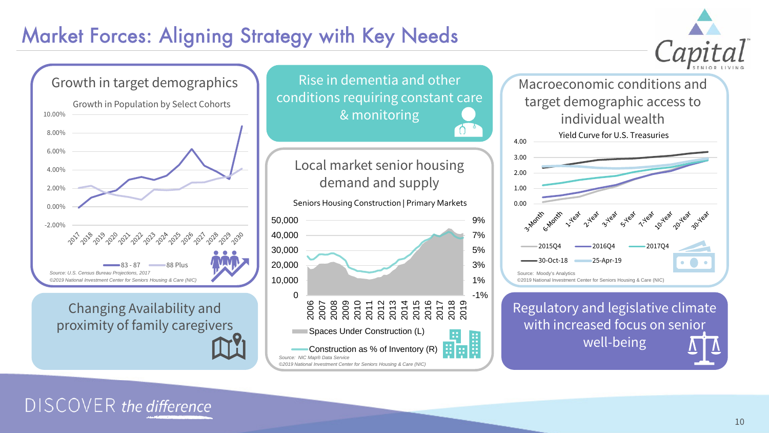# Market Forces: Aligning Strategy with Key Needs

## Growth in target demographics

Growth in Population by Select Cohorts

- 83 - 87
- 88 Plus

*Source: U.S. Census Bureau Projections, 2017*
*©2019 National Investment Center for Seniors Housing & Care (NIC)*

## Changing Availability and proximity of family caregivers

## Rise in dementia and other conditions requiring constant care & monitoring

## Local market senior housing demand and supply

Seniors Housing Construction | Primary Markets

- Spaces Under Construction (L)
- Construction as % of Inventory (R)

*Source: NIC Map® Data Service*
*©2019 National Investment Center for Seniors Housing & Care (NIC)*

## Macroeconomic conditions and target demographic access to individual wealth

Yield Curve for U.S. Treasuries

- 2015Q4
- 2016Q4
- 2017Q4
- 30-Oct-18
- 25-Apr-19

Source: Moody's Analytics
©2019 National Investment Center for Seniors Housing & Care (NIC)

## Regulatory and legislative climate with increased focus on senior well-being

DISCOVER *the difference*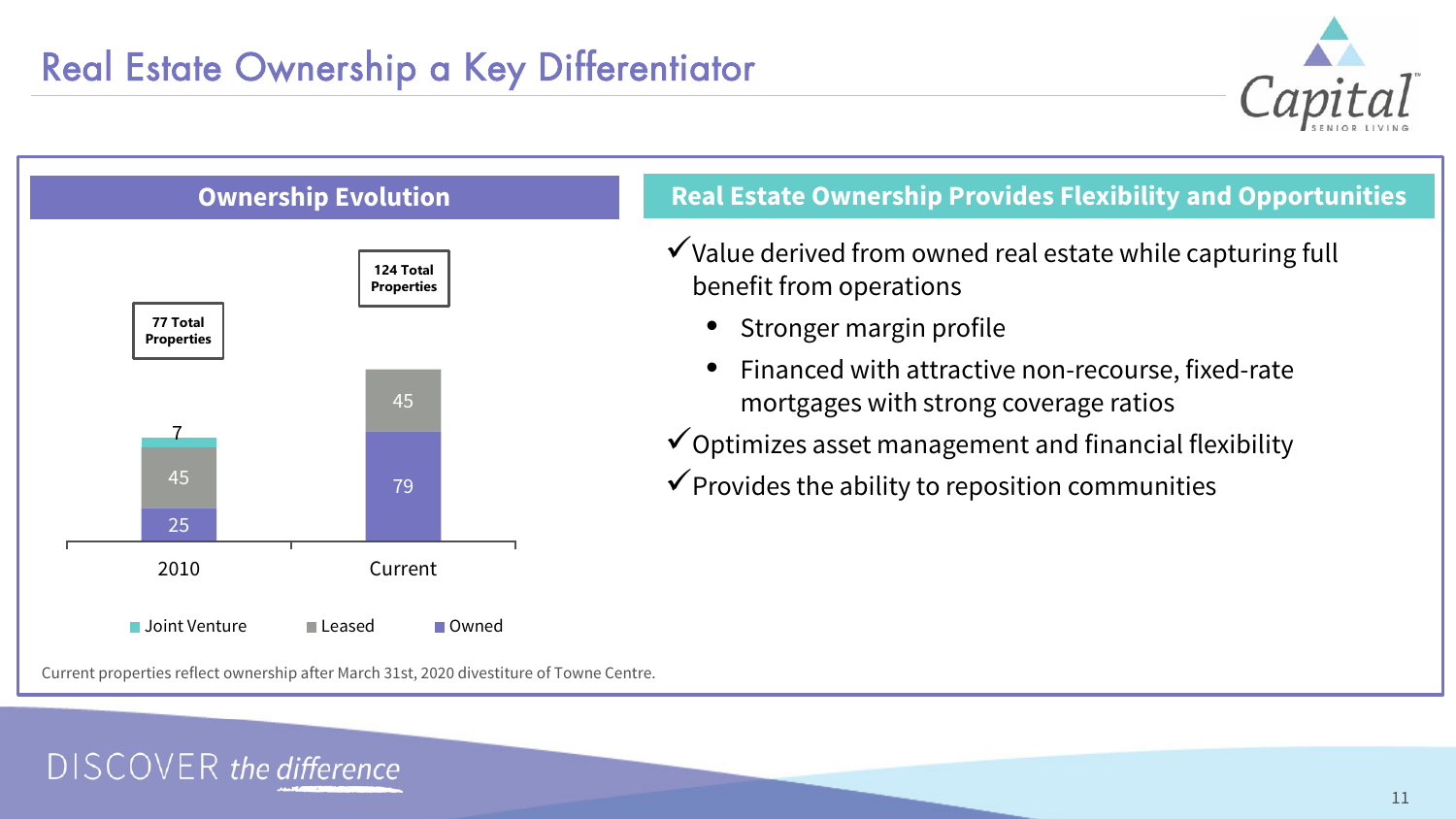# Real Estate Ownership a Key Differentiator

## Ownership Evolution

| | 2010 | Current |
|---|---|---|
| Joint Venture | 7 | |
| Leased | 45 | 45 |
| Owned | 25 | 79 |
| **Total Properties** | **77** | **124** |

Current properties reflect ownership after March 31st, 2020 divestiture of Towne Centre.

## Real Estate Ownership Provides Flexibility and Opportunities

- ✓ Value derived from owned real estate while capturing full benefit from operations
  - Stronger margin profile
  - Financed with attractive non-recourse, fixed-rate mortgages with strong coverage ratios
- ✓ Optimizes asset management and financial flexibility
- ✓ Provides the ability to reposition communities

DISCOVER *the difference*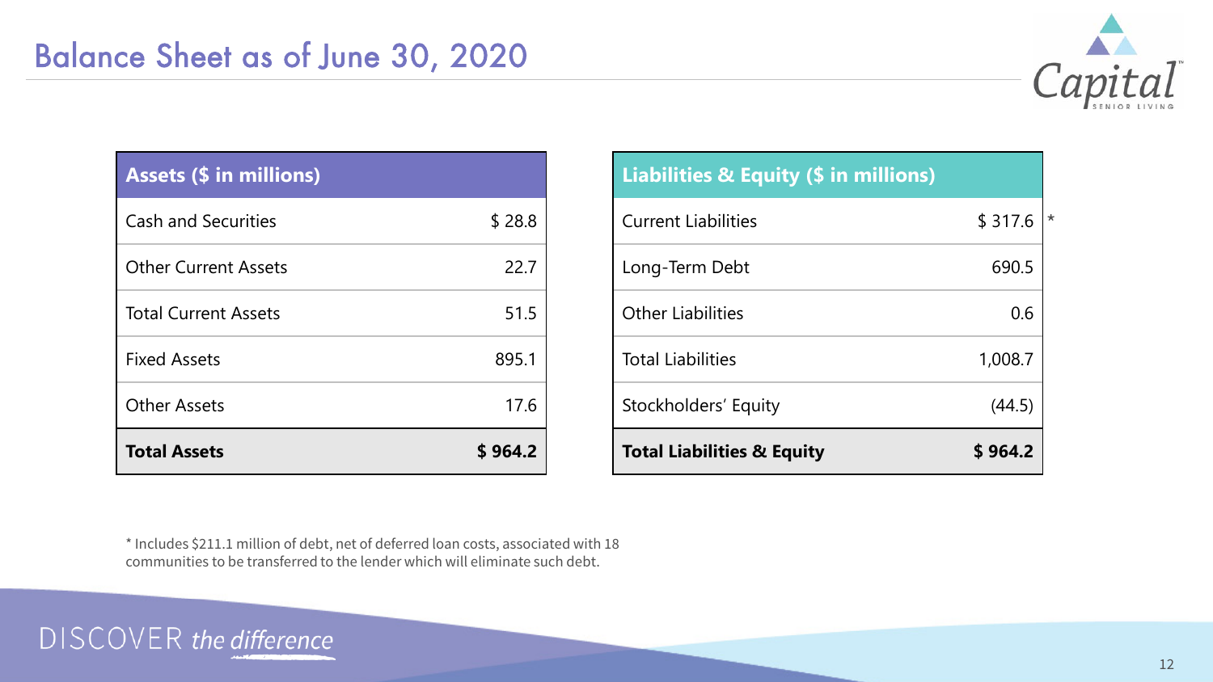# Balance Sheet as of June 30, 2020

| Assets ($ in millions) | |
|---|---|
| Cash and Securities | $ 28.8 |
| Other Current Assets | 22.7 |
| Total Current Assets | 51.5 |
| Fixed Assets | 895.1 |
| Other Assets | 17.6 |
| **Total Assets** | **$ 964.2** |

| Liabilities & Equity ($ in millions) | |
|---|---|
| Current Liabilities | $ 317.6 * |
| Long-Term Debt | 690.5 |
| Other Liabilities | 0.6 |
| Total Liabilities | 1,008.7 |
| Stockholders' Equity | (44.5) |
| **Total Liabilities & Equity** | **$ 964.2** |

* Includes $211.1 million of debt, net of deferred loan costs, associated with 18 communities to be transferred to the lender which will eliminate such debt.

DISCOVER *the difference*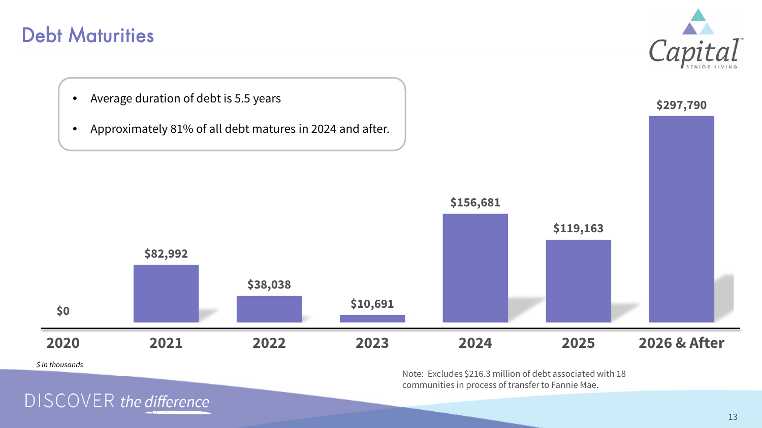# Debt Maturities

- Average duration of debt is 5.5 years
- Approximately 81% of all debt matures in 2024 and after.

| 2020 | 2021 | 2022 | 2023 | 2024 | 2025 | 2026 & After |
|---|---|---|---|---|---|---|
| $0 | $82,992 | $38,038 | $10,691 | $156,681 | $119,163 | $297,790 |

*$ in thousands*

Note: Excludes $216.3 million of debt associated with 18 communities in process of transfer to Fannie Mae.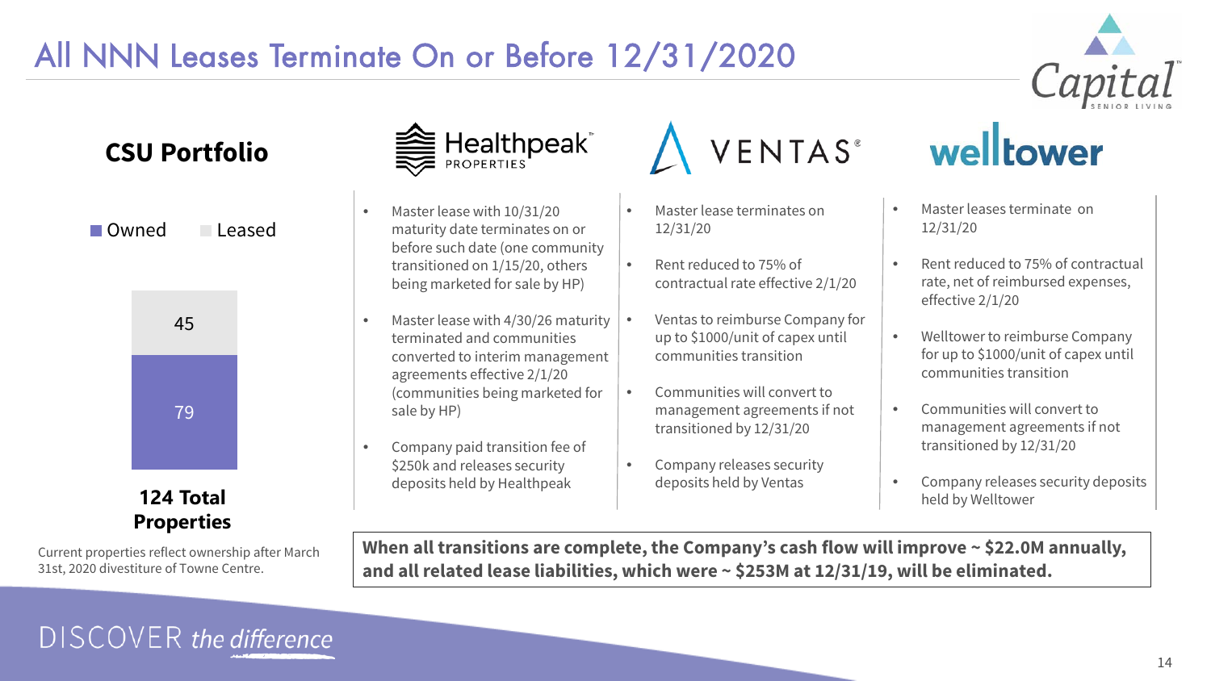# All NNN Leases Terminate On or Before 12/31/2020

## CSU Portfolio

| | Properties |
| --- | --- |
| Owned | 79 |
| Leased | 45 |

**124 Total Properties**

Current properties reflect ownership after March 31st, 2020 divestiture of Towne Centre.

### Healthpeak PROPERTIES

- Master lease with 10/31/20 maturity date terminates on or before such date (one community transitioned on 1/15/20, others being marketed for sale by HP)
- Master lease with 4/30/26 maturity terminated and communities converted to interim management agreements effective 2/1/20 (communities being marketed for sale by HP)
- Company paid transition fee of $250k and releases security deposits held by Healthpeak

### VENTAS

- Master lease terminates on 12/31/20
- Rent reduced to 75% of contractual rate effective 2/1/20
- Ventas to reimburse Company for up to $1000/unit of capex until communities transition
- Communities will convert to management agreements if not transitioned by 12/31/20
- Company releases security deposits held by Ventas

### welltower

- Master leases terminate on 12/31/20
- Rent reduced to 75% of contractual rate, net of reimbursed expenses, effective 2/1/20
- Welltower to reimburse Company for up to $1000/unit of capex until communities transition
- Communities will convert to management agreements if not transitioned by 12/31/20
- Company releases security deposits held by Welltower

**When all transitions are complete, the Company's cash flow will improve ~ $22.0M annually, and all related lease liabilities, which were ~ $253M at 12/31/19, will be eliminated.**

DISCOVER *the difference*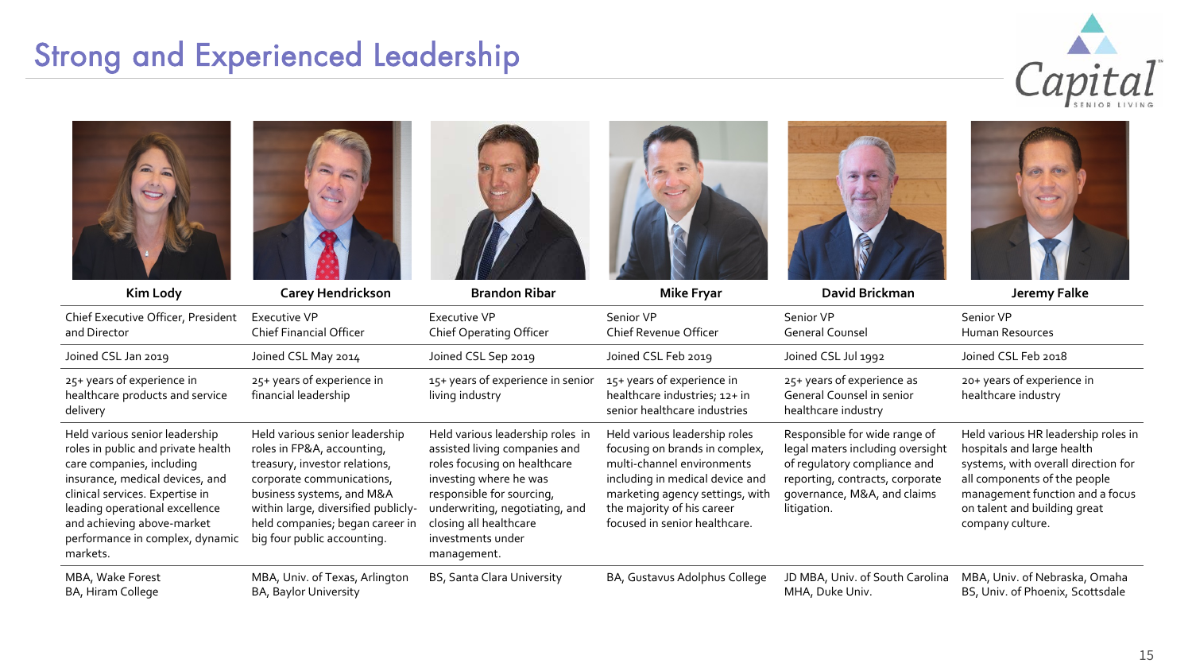# Strong and Experienced Leadership

| Kim Lody | Carey Hendrickson | Brandon Ribar | Mike Fryar | David Brickman | Jeremy Falke |
|---|---|---|---|---|---|
| Chief Executive Officer, President and Director | Executive VP Chief Financial Officer | Executive VP Chief Operating Officer | Senior VP Chief Revenue Officer | Senior VP General Counsel | Senior VP Human Resources |
| Joined CSL Jan 2019 | Joined CSL May 2014 | Joined CSL Sep 2019 | Joined CSL Feb 2019 | Joined CSL Jul 1992 | Joined CSL Feb 2018 |
| 25+ years of experience in healthcare products and service delivery | 25+ years of experience in financial leadership | 15+ years of experience in senior living industry | 15+ years of experience in healthcare industries; 12+ in senior healthcare industries | 25+ years of experience as General Counsel in senior healthcare industry | 20+ years of experience in healthcare industry |
| Held various senior leadership roles in public and private health care companies, including insurance, medical devices, and clinical services. Expertise in leading operational excellence and achieving above-market performance in complex, dynamic markets. | Held various senior leadership roles in FP&A, accounting, treasury, investor relations, corporate communications, business systems, and M&A within large, diversified publicly-held companies; began career in big four public accounting. | Held various leadership roles in assisted living companies and roles focusing on healthcare investing where he was responsible for sourcing, underwriting, negotiating, and closing all healthcare investments under management. | Held various leadership roles focusing on brands in complex, multi-channel environments including in medical device and marketing agency settings, with the majority of his career focused in senior healthcare. | Responsible for wide range of legal matters including oversight of regulatory compliance and reporting, contracts, corporate governance, M&A, and claims litigation. | Held various HR leadership roles in hospitals and large health systems, with overall direction for all components of the people management function and a focus on talent and building great company culture. |
| MBA, Wake Forest<br>BA, Hiram College | MBA, Univ. of Texas, Arlington<br>BA, Baylor University | BS, Santa Clara University | BA, Gustavus Adolphus College | JD MBA, Univ. of South Carolina<br>MHA, Duke Univ. | MBA, Univ. of Nebraska, Omaha<br>BS, Univ. of Phoenix, Scottsdale |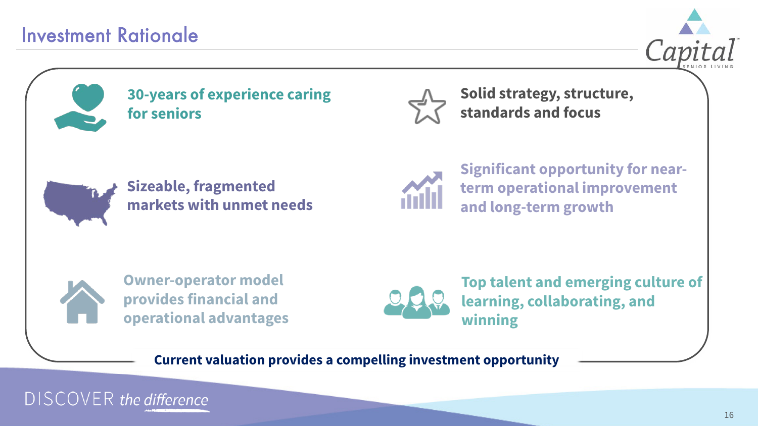# Investment Rationale

Capital SENIOR LIVING

- **30-years of experience caring for seniors**
- **Solid strategy, structure, standards and focus**
- **Sizeable, fragmented markets with unmet needs**
- **Significant opportunity for near-term operational improvement and long-term growth**
- **Owner-operator model provides financial and operational advantages**
- **Top talent and emerging culture of learning, collaborating, and winning**

**Current valuation provides a compelling investment opportunity**

DISCOVER *the difference*